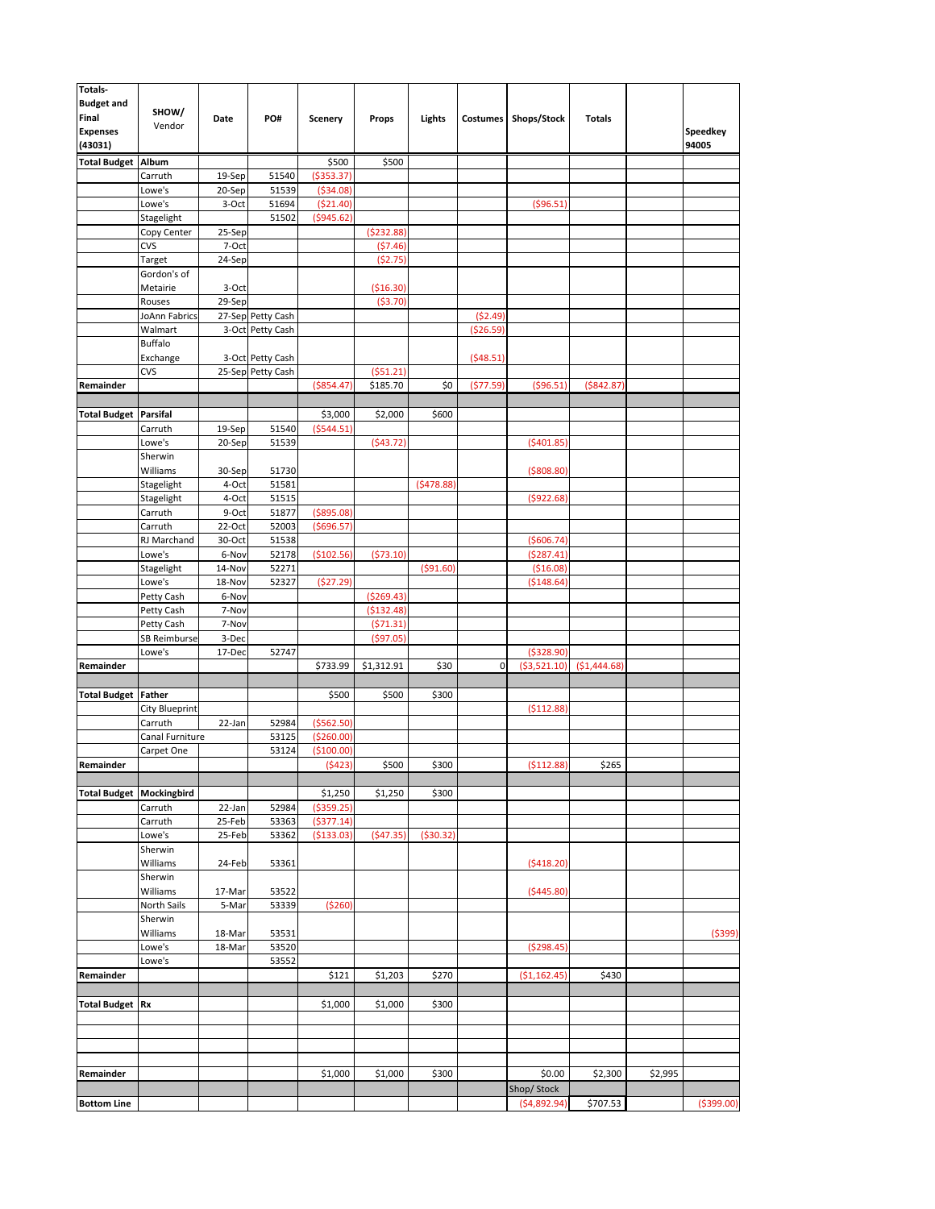| Totals-Budget and Final Expenses (43031) | SHOW/ Vendor | Date | PO# | Scenery | Props | Lights | Costumes | Shops/Stock | Totals | | Speedkey 94005 |
|---|---|---|---|---|---|---|---|---|---|---|---|
| **Total Budget** | **Album** | | | $500 | $500 | | | | | | |
| | Carruth | 19-Sep | 51540 | ($353.37) | | | | | | | |
| | Lowe's | 20-Sep | 51539 | ($34.08) | | | | | | | |
| | Lowe's | 3-Oct | 51694 | ($21.40) | | | | ($96.51) | | | |
| | Stagelight | | 51502 | ($945.62) | | | | | | | |
| | Copy Center | 25-Sep | | | ($232.88) | | | | | | |
| | CVS | 7-Oct | | | ($7.46) | | | | | | |
| | Target | 24-Sep | | | ($2.75) | | | | | | |
| | Gordon's of Metairie | 3-Oct | | | ($16.30) | | | | | | |
| | Rouses | 29-Sep | | | ($3.70) | | | | | | |
| | JoAnn Fabrics | 27-Sep | Petty Cash | | | | ($2.49) | | | | |
| | Walmart | 3-Oct | Petty Cash | | | | ($26.59) | | | | |
| | Buffalo Exchange | 3-Oct | Petty Cash | | | | ($48.51) | | | | |
| | CVS | 25-Sep | Petty Cash | | ($51.21) | | | | | | |
| **Remainder** | | | | ($854.47) | $185.70 | $0 | ($77.59) | ($96.51) | ($842.87) | | |
| | | | | | | | | | | | |
| **Total Budget** | **Parsifal** | | | $3,000 | $2,000 | $600 | | | | | |
| | Carruth | 19-Sep | 51540 | ($544.51) | | | | | | | |
| | Lowe's | 20-Sep | 51539 | | ($43.72) | | | ($401.85) | | | |
| | Sherwin Williams | 30-Sep | 51730 | | | | | ($808.80) | | | |
| | Stagelight | 4-Oct | 51581 | | | ($478.88) | | | | | |
| | Stagelight | 4-Oct | 51515 | | | | | ($922.68) | | | |
| | Carruth | 9-Oct | 51877 | ($895.08) | | | | | | | |
| | Carruth | 22-Oct | 52003 | ($696.57) | | | | | | | |
| | RJ Marchand | 30-Oct | 51538 | | | | | ($606.74) | | | |
| | Lowe's | 6-Nov | 52178 | ($102.56) | ($73.10) | | | ($287.41) | | | |
| | Stagelight | 14-Nov | 52271 | | | ($91.60) | | ($16.08) | | | |
| | Lowe's | 18-Nov | 52327 | ($27.29) | | | | ($148.64) | | | |
| | Petty Cash | 6-Nov | | | ($269.43) | | | | | | |
| | Petty Cash | 7-Nov | | | ($132.48) | | | | | | |
| | Petty Cash | 7-Nov | | | ($71.31) | | | | | | |
| | SB Reimburse | 3-Dec | | | ($97.05) | | | | | | |
| | Lowe's | 17-Dec | 52747 | | | | | ($328.90) | | | |
| **Remainder** | | | | $733.99 | $1,312.91 | $30 | 0 | ($3,521.10) | ($1,444.68) | | |
| | | | | | | | | | | | |
| **Total Budget** | **Father** | | | $500 | $500 | $300 | | | | | |
| | City Blueprint | | | | | | | ($112.88) | | | |
| | Carruth | 22-Jan | 52984 | ($562.50) | | | | | | | |
| | Canal Furniture | | 53125 | ($260.00) | | | | | | | |
| | Carpet One | | 53124 | ($100.00) | | | | | | | |
| **Remainder** | | | | ($423) | $500 | $300 | | ($112.88) | $265 | | |
| | | | | | | | | | | | |
| **Total Budget** | **Mockingbird** | | | $1,250 | $1,250 | $300 | | | | | |
| | Carruth | 22-Jan | 52984 | ($359.25) | | | | | | | |
| | Carruth | 25-Feb | 53363 | ($377.14) | | | | | | | |
| | Lowe's | 25-Feb | 53362 | ($133.03) | ($47.35) | ($30.32) | | | | | |
| | Sherwin Williams | 24-Feb | 53361 | | | | | ($418.20) | | | |
| | Sherwin Williams | 17-Mar | 53522 | | | | | ($445.80) | | | |
| | North Sails | 5-Mar | 53339 | ($260) | | | | | | | |
| | Sherwin Williams | 18-Mar | 53531 | | | | | | | | ($399) |
| | Lowe's | 18-Mar | 53520 | | | | | ($298.45) | | | |
| | Lowe's | | 53552 | | | | | | | | |
| **Remainder** | | | | $121 | $1,203 | $270 | | ($1,162.45) | $430 | | |
| | | | | | | | | | | | |
| **Total Budget** | **Rx** | | | $1,000 | $1,000 | $300 | | | | | |
| | | | | | | | | | | | |
| | | | | | | | | | | | |
| | | | | | | | | | | | |
| **Remainder** | | | | $1,000 | $1,000 | $300 | | $0.00 | $2,300 | $2,995 | |
| | | | | | | | | Shop/ Stock | | | |
| **Bottom Line** | | | | | | | | ($4,892.94) | $707.53 | | ($399.00) |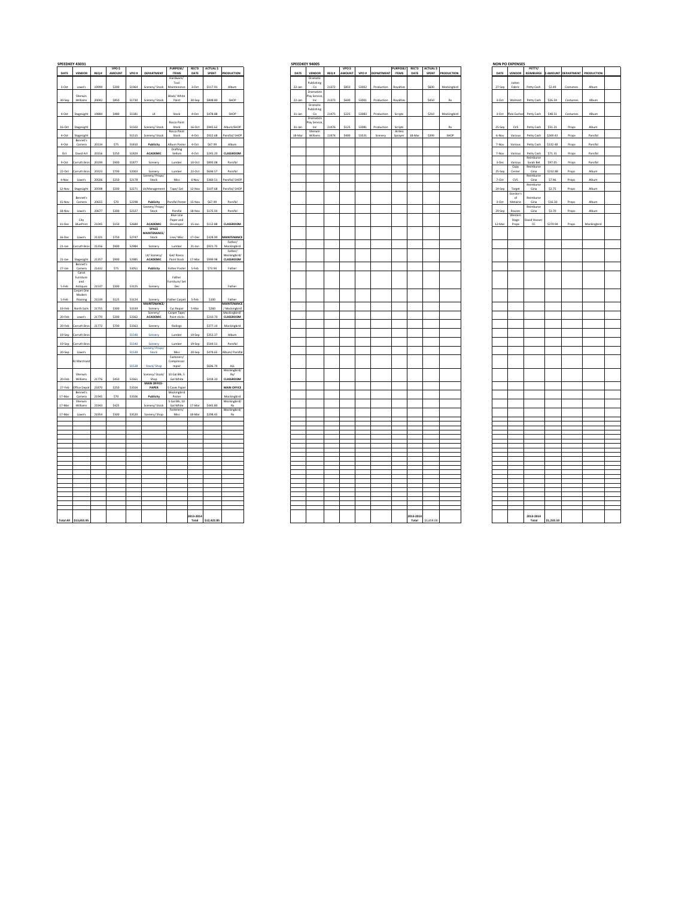## SPEEDKEY 43031

| DATE | VENDOR | REQ # | VPO $ AMOUNT | VPO # | DEPARTMENT | PURPOSE/ ITEMS | REC'D DATE | ACTUAL $ SPENT | PRODUCTION |
|---|---|---|---|---|---|---|---|---|---|
| 3-Oct | Lowe's | 19999 | $200 | S1964 | Scenery/ Stock | Hardware/ Tool Maintenance | 3-Oct | $117.91 | Album |
| 30-Sep | Sherwin Williams | 20042 | $850 | S1730 | Scenery/ Stock | Black/ White Paint | 30-Sep | $808.80 | SHOP |
| 4-Oct | Stagelight | 19884 | $480 | S1585 | LX | Stock | 4-Oct | $478.88 | SHOP |
| 16-Oct | Stagelight | | | S1502 | Scenery/ Stock | Rosco Paint Stock | 16-Oct | $965.62 | Album/SHOP |
| 4-Oct | Stagelight | | | S1535 | Scenery/ Stock | Rosco Paint Stock | 4-Oct | $922.68 | Parsifal/ SHOP |
| 4-Oct | Bennet's Camera | 20134 | $75 | S1830 | Publicity | Album Poster | 4-Oct | $67.99 | Album |
| Oct | David Art | 20156 | $250 | S1829 | ACADEMIC | Drafting Vellum | 4-Oct | $245.20 | CLASSROOM |
| 9-Oct | Carruth Bros | 20199 | $900 | S1877 | Scenery | Lumber | 10-Oct | $895.08 | Parsifal |
| 22-Oct | Carruth Bros | 20323 | $700 | S2003 | Scenery | Lumber | 22-Oct | $696.57 | Parsifal |
| 4-Nov | Lowe's | 20506 | $250 | S2178 | Scenery/ Props/ Stock | Misc | 6-Nov | $360.51 | Parsifal/ SHOP |
| 12-Nov | Stagelight | 20598 | $200 | S2271 | LX/Management | Tape/ Gel | 12-Nov | $107.68 | Parsifal/ SHOP |
| 15-Nov | Bennet's Camera | 20655 | $70 | S2298 | Publicity | Parsifal Poster | 15-Nov | $67.99 | Parsifal |
| 18-Nov | Lowe's | 20677 | $300 | S2327 | Scenery/ Props/ Stock | Parsifal | 18-Nov | $175.93 | Parsifal |
| 11-Dec | City BluePrint | 21045 | $150 | S2689 | ACADEMIC | Blue Line Paper and Developer | 15-Jan | $112.88 | CLASSROOM |
| 16-Dec | Lowe's | 21101 | $750 | S2747 | SPACE MAINTENANCE/ Stock | Line/ Misc | 17-Dec | $328.00 | MAINTENANCE |
| 21-Jan | Carruth Bros | 21356 | $900 | S2984 | Scenery | Lumber | 21-Jan | $921.75 | Father/ Mockingbird |
| 21-Jan | Stagelight | 21357 | $900 | S2985 | LX/ Scenery/ ACADEMIC | Gel/ Rosco Paint Stock | 17-Mar | $999.98 | Father/ Mockingbird/ CLASSROOM |
| 27-Jan | Bennet's Camera | 21432 | $75 | S3051 | Publicity | Father Poster | 5-Feb | $73.94 | Father |
| 5-Feb | Canal Furniture and Antiques | 21537 | $300 | S3125 | Scenery | Father Furniture/ Set Dec | | | Father |
| 5-Feb | Carpet One Modern Flooring | 21539 | $125 | S3124 | Scenery | Father Carpet | 5-Feb | $100 | Father |
| 19-Feb | North Sails | 21755 | $300 | S3339 | MAINTENANCE/ Scenery | Cyc Repair | 5-Mar | $260 | MAINTENANCE / Mockingbird |
| 20-Feb | Lowe's | 21770 | $200 | S3362 | Scenery/ ACADEMIC | Carpet Tape/ Paint sticks | | $210.70 | Mockingbird/ CLASSROOM |
| 20-Feb | Carruth Bros | 21772 | $700 | S3363 | Scenery | Railings | | $577.14 | Mockingbird |
| 19-Sep | Carruth Bros | | | S1540 | Scenery | Lumber | 19-Sep | $353.37 | Album |
| 19-Sep | Carruth Bros | | | S1540 | Scenery | Lumber | 19-Sep | $564.51 | Parsifal |
| 20-Sep | Lowe's | | | S1539 | Scenery/ Props/ Stock | Misc | 20-Sep | $479.65 | Album/ Parsifal |
| | RJ Marchand | | | S1538 | Stock/ Shop | Fasteners/ Compressor repair | | $606.74 | ALL |
| 20-Feb | Sherwin Williams | 21776 | $450 | S3361 | Scenery/ Stock/ Shop | 10 Gal Blk, 5 Gal White | | $418.20 | Mockingbird/ Ra/ CLASSROOM |
| 27-Feb | Office Depot | 21870 | $250 | S3504 | MAIN OFFICE-PAPER | 5 Cases Paper | | | MAIN OFFICE |
| 17-Mar | Bennet's Camera | 21945 | $70 | S3506 | Publicity | Mockingbird Poster | | | Mockingbird |
| 17-Mar | Sherwin Williams | 21943 | $425 | | Scenery/ Stock | 5 Gal Blk, 10 Gal White | 17-Mar | $445.80 | Mockingbird/ Ra |
| 17-Mar | Lowe's | 21954 | $300 | S3520 | Scenery/ Shop | Fasteners/ Misc | 18-Mar | $298.45 | Mockingbird/ Ra |
| Total All | $13,655.95 | | | | | | 2013-2014 Total | $12,422.85 | |

## SPEEDKEY 94005

| DATE | VENDOR | REQ # | VPO $ AMOUNT | VPO # | DEPARTMENT | PURPOSE/ ITEMS | REC'D DATE | ACTUAL $ SPENT | PRODUCTION |
|---|---|---|---|---|---|---|---|---|---|
| 22-Jan | Dramatic Publishing Co | 21372 | $850 | S3002 | Production | Royalties | | $800 | Mockingbird |
| 22-Jan | Dramatists Play Service, Inc | 21373 | $600 | S3001 | Production | Royalties | | $450 | Ra |
| 31-Jan | Dramatic Publishing Co | 21475 | $225 | S3083 | Production | Scripts | | $210 | Mockingbird |
| 31-Jan | Dramatists Play Service, Inc | 21476 | $125 | S3081 | Production | Scripts | | | Ra |
| 18-Mar | Sherwin Williams | 21974 | $400 | S3531 | Scenery | Airless Sprayer | 18-Mar | $399 | SHOP |
| | | | | | | | 2013-2014 Total | $1,659.00 | |

## NON PO EXPENSES

| DATE | VENDOR | PETTY/ REIMBURSE | $ AMOUNT | DEPARTMENT | PRODUCTION |
|---|---|---|---|---|---|
| 27-Sep | JoAnn Fabric | Petty Cash | $2.49 | Costumes | Album |
| 3-Oct | Walmart | Petty Cash | $26.59 | Costumes | Album |
| 3-Oct | Palo Exchange | Petty Cash | $48.51 | Costumes | Album |
| 25-Sep | CVS | Petty Cash | $51.21 | Props | Album |
| 6-Nov | Various | Petty Cash | $269.43 | Props | Parsifal |
| 7-Nov | Various | Petty Cash | $132.48 | Props | Parsifal |
| 7-Nov | Various | Petty Cash | $71.31 | Props | Parsifal |
| 3-Dec | Various | Reimburse Sarah Bet | $97.05 | Props | Parsifal |
| 25-Sep | Copy Center | Reimburse Gina | $232.88 | Props | Album |
| 7-Oct | CVS | Reimburse Gina | $7.46 | Props | Album |
| 24-Sep | Target | Reimburse Gina | $2.75 | Props | Album |
| 3-Oct | Gordon's of Metairie | Reimburse Gina | $16.30 | Props | Album |
| 29-Sep | Rouses | Reimburse Gina | $3.70 | Props | Album |
| 12-Mar | Western Stage Props | David Hoover CC | $270.94 | Props | Mockingbird |
| | | 2013-2014 Total | $1,233.10 | | |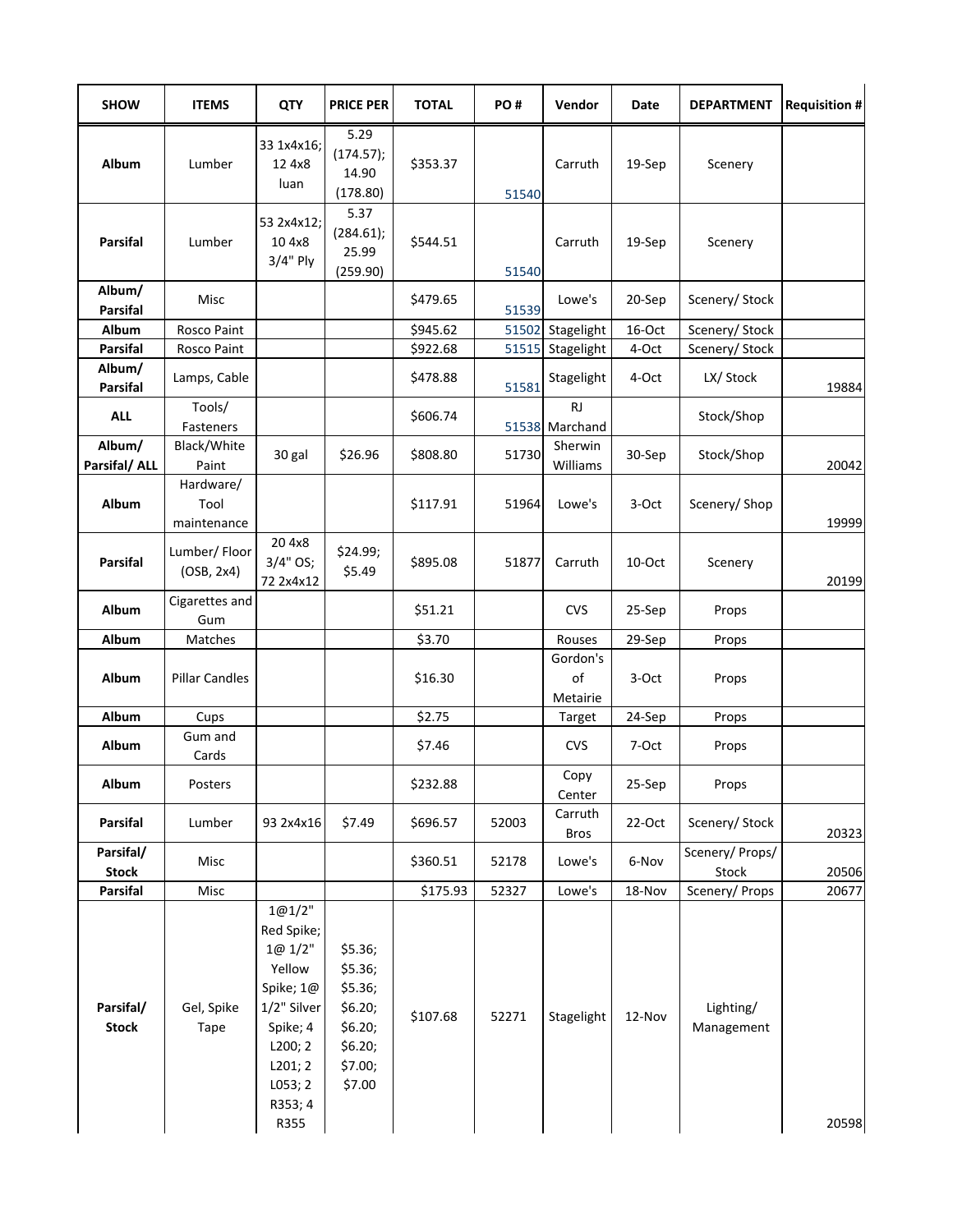| SHOW | ITEMS | QTY | PRICE PER | TOTAL | PO # | Vendor | Date | DEPARTMENT | Requisition # |
|---|---|---|---|---|---|---|---|---|---|
| **Album** | Lumber | 33 1x4x16; 12 4x8 luan | 5.29 (174.57); 14.90 (178.80) | $353.37 | 51540 | Carruth | 19-Sep | Scenery | |
| **Parsifal** | Lumber | 53 2x4x12; 10 4x8 3/4" Ply | 5.37 (284.61); 25.99 (259.90) | $544.51 | 51540 | Carruth | 19-Sep | Scenery | |
| **Album/ Parsifal** | Misc | | | $479.65 | 51539 | Lowe's | 20-Sep | Scenery/ Stock | |
| **Album** | Rosco Paint | | | $945.62 | 51502 | Stagelight | 16-Oct | Scenery/ Stock | |
| **Parsifal** | Rosco Paint | | | $922.68 | 51515 | Stagelight | 4-Oct | Scenery/ Stock | |
| **Album/ Parsifal** | Lamps, Cable | | | $478.88 | 51581 | Stagelight | 4-Oct | LX/ Stock | 19884 |
| **ALL** | Tools/ Fasteners | | | $606.74 | 51538 | RJ Marchand | | Stock/Shop | |
| **Album/ Parsifal/ ALL** | Black/White Paint | 30 gal | $26.96 | $808.80 | 51730 | Sherwin Williams | 30-Sep | Stock/Shop | 20042 |
| **Album** | Hardware/ Tool maintenance | | | $117.91 | 51964 | Lowe's | 3-Oct | Scenery/ Shop | 19999 |
| **Parsifal** | Lumber/ Floor (OSB, 2x4) | 20 4x8 3/4" OS; 72 2x4x12 | $24.99; $5.49 | $895.08 | 51877 | Carruth | 10-Oct | Scenery | 20199 |
| **Album** | Cigarettes and Gum | | | $51.21 | | CVS | 25-Sep | Props | |
| **Album** | Matches | | | $3.70 | | Rouses | 29-Sep | Props | |
| **Album** | Pillar Candles | | | $16.30 | | Gordon's of Metairie | 3-Oct | Props | |
| **Album** | Cups | | | $2.75 | | Target | 24-Sep | Props | |
| **Album** | Gum and Cards | | | $7.46 | | CVS | 7-Oct | Props | |
| **Album** | Posters | | | $232.88 | | Copy Center | 25-Sep | Props | |
| **Parsifal** | Lumber | 93 2x4x16 | $7.49 | $696.57 | 52003 | Carruth Bros | 22-Oct | Scenery/ Stock | 20323 |
| **Parsifal/ Stock** | Misc | | | $360.51 | 52178 | Lowe's | 6-Nov | Scenery/ Props/ Stock | 20506 |
| **Parsifal** | Misc | | | $175.93 | 52327 | Lowe's | 18-Nov | Scenery/ Props | 20677 |
| **Parsifal/ Stock** | Gel, Spike Tape | 1@1/2" Red Spike; 1@ 1/2" Yellow Spike; 1@ 1/2" Silver Spike; 4 L200; 2 L201; 2 L053; 2 R353; 4 R355 | $5.36; $5.36; $5.36; $6.20; $6.20; $6.20; $7.00; $7.00 | $107.68 | 52271 | Stagelight | 12-Nov | Lighting/ Management | 20598 |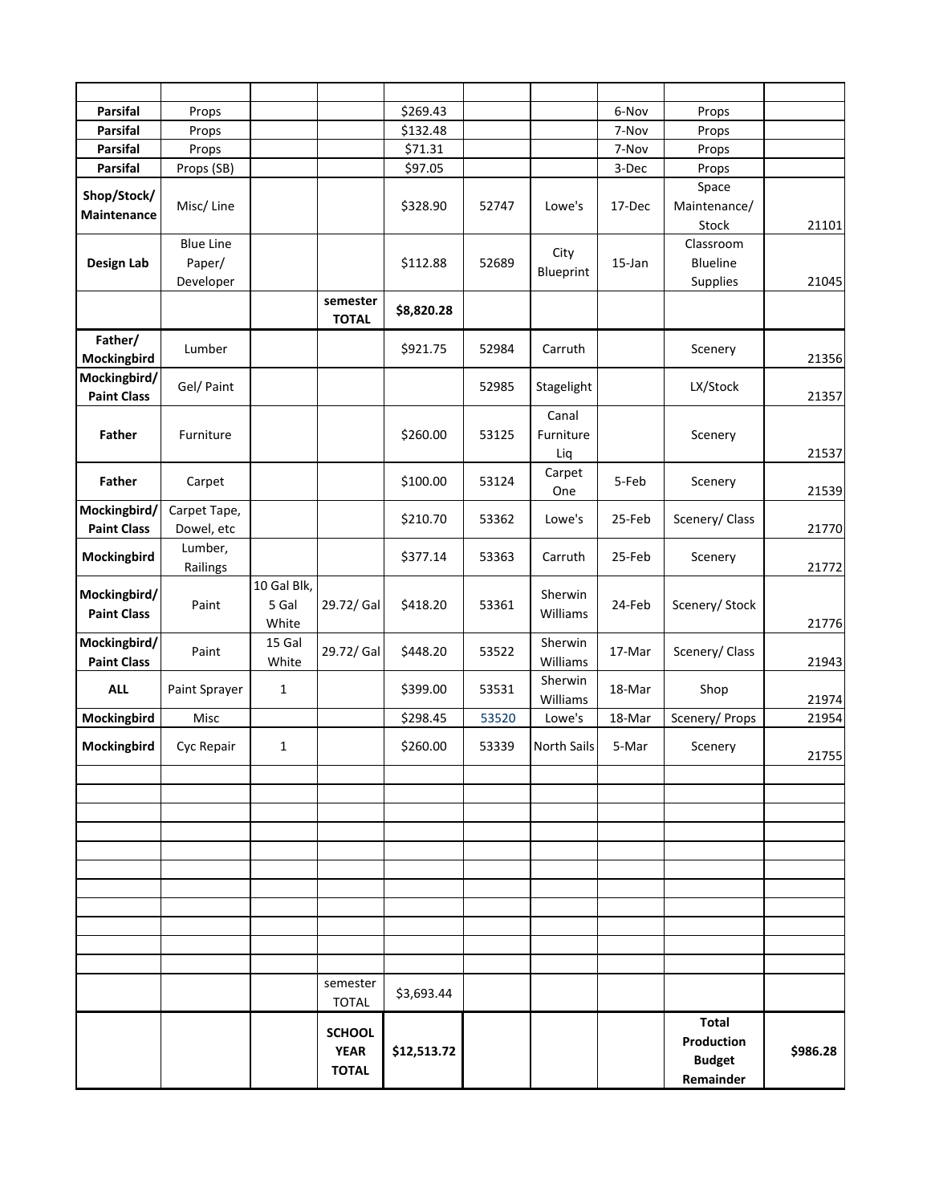| | | | | | | | | | |
|---|---|---|---|---|---|---|---|---|---|
| **Parsifal** | Props | | | $269.43 | | | 6-Nov | Props | |
| **Parsifal** | Props | | | $132.48 | | | 7-Nov | Props | |
| **Parsifal** | Props | | | $71.31 | | | 7-Nov | Props | |
| **Parsifal** | Props (SB) | | | $97.05 | | | 3-Dec | Props | |
| **Shop/Stock/ Maintenance** | Misc/ Line | | | $328.90 | 52747 | Lowe's | 17-Dec | Space Maintenance/ Stock | 21101 |
| **Design Lab** | Blue Line Paper/ Developer | | | $112.88 | 52689 | City Blueprint | 15-Jan | Classroom Blueline Supplies | 21045 |
| | | | **semester TOTAL** | **$8,820.28** | | | | | |
| **Father/ Mockingbird** | Lumber | | | $921.75 | 52984 | Carruth | | Scenery | 21356 |
| **Mockingbird/ Paint Class** | Gel/ Paint | | | | 52985 | Stagelight | | LX/Stock | 21357 |
| **Father** | Furniture | | | $260.00 | 53125 | Canal Furniture Liq | | Scenery | 21537 |
| **Father** | Carpet | | | $100.00 | 53124 | Carpet One | 5-Feb | Scenery | 21539 |
| **Mockingbird/ Paint Class** | Carpet Tape, Dowel, etc | | | $210.70 | 53362 | Lowe's | 25-Feb | Scenery/ Class | 21770 |
| **Mockingbird** | Lumber, Railings | | | $377.14 | 53363 | Carruth | 25-Feb | Scenery | 21772 |
| **Mockingbird/ Paint Class** | Paint | 10 Gal Blk, 5 Gal White | 29.72/ Gal | $418.20 | 53361 | Sherwin Williams | 24-Feb | Scenery/ Stock | 21776 |
| **Mockingbird/ Paint Class** | Paint | 15 Gal White | 29.72/ Gal | $448.20 | 53522 | Sherwin Williams | 17-Mar | Scenery/ Class | 21943 |
| **ALL** | Paint Sprayer | 1 | | $399.00 | 53531 | Sherwin Williams | 18-Mar | Shop | 21974 |
| **Mockingbird** | Misc | | | $298.45 | 53520 | Lowe's | 18-Mar | Scenery/ Props | 21954 |
| **Mockingbird** | Cyc Repair | 1 | | $260.00 | 53339 | North Sails | 5-Mar | Scenery | 21755 |
| | | | | | | | | | |
| | | | | | | | | | |
| | | | | | | | | | |
| | | | | | | | | | |
| | | | | | | | | | |
| | | | | | | | | | |
| | | | | | | | | | |
| | | | | | | | | | |
| | | | | | | | | | |
| | | | | | | | | | |
| | | | | | | | | | |
| | | | semester TOTAL | $3,693.44 | | | | | |
| | | | **SCHOOL YEAR TOTAL** | **$12,513.72** | | | | **Total Production Budget Remainder** | **$986.28** |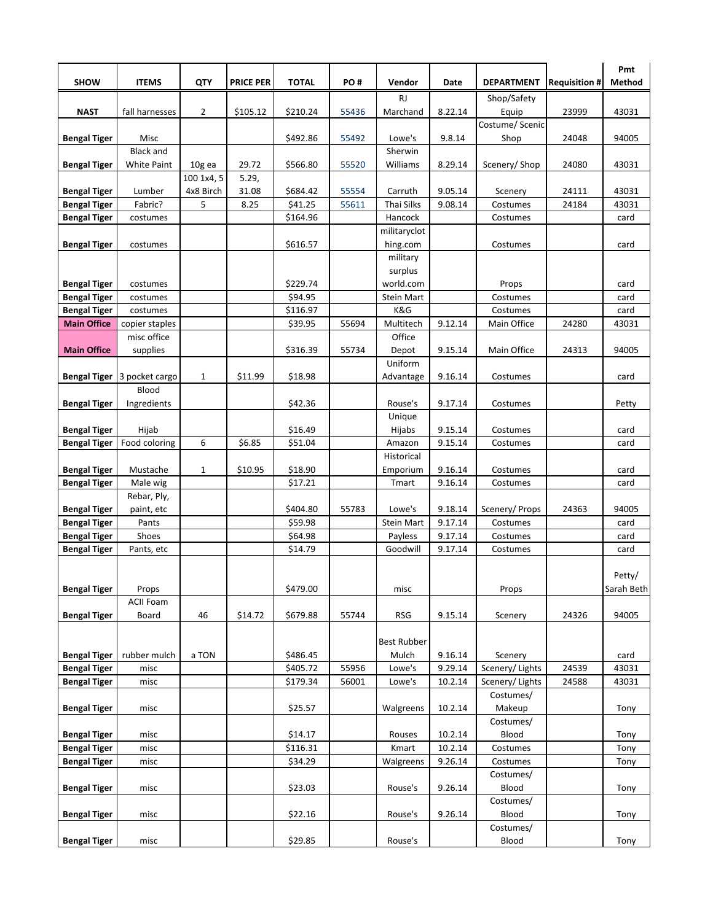| SHOW | ITEMS | QTY | PRICE PER | TOTAL | PO # | Vendor | Date | DEPARTMENT | Requisition # | Pmt Method |
|---|---|---|---|---|---|---|---|---|---|---|
| **NAST** | fall harnesses | 2 | $105.12 | $210.24 | 55436 | RJ Marchand | 8.22.14 | Shop/Safety Equip | 23999 | 43031 |
| **Bengal Tiger** | Misc | | | $492.86 | 55492 | Lowe's | 9.8.14 | Costume/ Scenic Shop | 24048 | 94005 |
| **Bengal Tiger** | Black and White Paint | 10g ea | 29.72 | $566.80 | 55520 | Sherwin Williams | 8.29.14 | Scenery/ Shop | 24080 | 43031 |
| **Bengal Tiger** | Lumber | 100 1x4, 5 4x8 Birch | 5.29, 31.08 | $684.42 | 55554 | Carruth | 9.05.14 | Scenery | 24111 | 43031 |
| **Bengal Tiger** | Fabric? | 5 | 8.25 | $41.25 | 55611 | Thai Silks | 9.08.14 | Costumes | 24184 | 43031 |
| **Bengal Tiger** | costumes | | | $164.96 | | Hancock | | Costumes | | card |
| **Bengal Tiger** | costumes | | | $616.57 | | militaryclothing.com | | Costumes | | card |
| **Bengal Tiger** | costumes | | | $229.74 | | military surplus world.com | | Props | | card |
| **Bengal Tiger** | costumes | | | $94.95 | | Stein Mart | | Costumes | | card |
| **Bengal Tiger** | costumes | | | $116.97 | | K&G | | Costumes | | card |
| **Main Office** | copier staples | | | $39.95 | 55694 | Multitech | 9.12.14 | Main Office | 24280 | 43031 |
| **Main Office** | misc office supplies | | | $316.39 | 55734 | Office Depot | 9.15.14 | Main Office | 24313 | 94005 |
| **Bengal Tiger** | 3 pocket cargo | 1 | $11.99 | $18.98 | | Uniform Advantage | 9.16.14 | Costumes | | card |
| **Bengal Tiger** | Blood Ingredients | | | $42.36 | | Rouse's | 9.17.14 | Costumes | | Petty |
| **Bengal Tiger** | Hijab | | | $16.49 | | Unique Hijabs | 9.15.14 | Costumes | | card |
| **Bengal Tiger** | Food coloring | 6 | $6.85 | $51.04 | | Amazon | 9.15.14 | Costumes | | card |
| **Bengal Tiger** | Mustache | 1 | $10.95 | $18.90 | | Historical Emporium | 9.16.14 | Costumes | | card |
| **Bengal Tiger** | Male wig | | | $17.21 | | Tmart | 9.16.14 | Costumes | | card |
| **Bengal Tiger** | Rebar, Ply, paint, etc | | | $404.80 | 55783 | Lowe's | 9.18.14 | Scenery/ Props | 24363 | 94005 |
| **Bengal Tiger** | Pants | | | $59.98 | | Stein Mart | 9.17.14 | Costumes | | card |
| **Bengal Tiger** | Shoes | | | $64.98 | | Payless | 9.17.14 | Costumes | | card |
| **Bengal Tiger** | Pants, etc | | | $14.79 | | Goodwill | 9.17.14 | Costumes | | card |
| **Bengal Tiger** | Props | | | $479.00 | | misc | | Props | | Petty/ Sarah Beth |
| **Bengal Tiger** | ACII Foam Board | 46 | $14.72 | $679.88 | 55744 | RSG | 9.15.14 | Scenery | 24326 | 94005 |
| **Bengal Tiger** | rubber mulch | a TON | | $486.45 | | Best Rubber Mulch | 9.16.14 | Scenery | | card |
| **Bengal Tiger** | misc | | | $405.72 | 55956 | Lowe's | 9.29.14 | Scenery/ Lights | 24539 | 43031 |
| **Bengal Tiger** | misc | | | $179.34 | 56001 | Lowe's | 10.2.14 | Scenery/ Lights | 24588 | 43031 |
| **Bengal Tiger** | misc | | | $25.57 | | Walgreens | 10.2.14 | Costumes/ Makeup | | Tony |
| **Bengal Tiger** | misc | | | $14.17 | | Rouses | 10.2.14 | Costumes/ Blood | | Tony |
| **Bengal Tiger** | misc | | | $116.31 | | Kmart | 10.2.14 | Costumes | | Tony |
| **Bengal Tiger** | misc | | | $34.29 | | Walgreens | 9.26.14 | Costumes | | Tony |
| **Bengal Tiger** | misc | | | $23.03 | | Rouse's | 9.26.14 | Costumes/ Blood | | Tony |
| **Bengal Tiger** | misc | | | $22.16 | | Rouse's | 9.26.14 | Costumes/ Blood | | Tony |
| **Bengal Tiger** | misc | | | $29.85 | | Rouse's | | Costumes/ Blood | | Tony |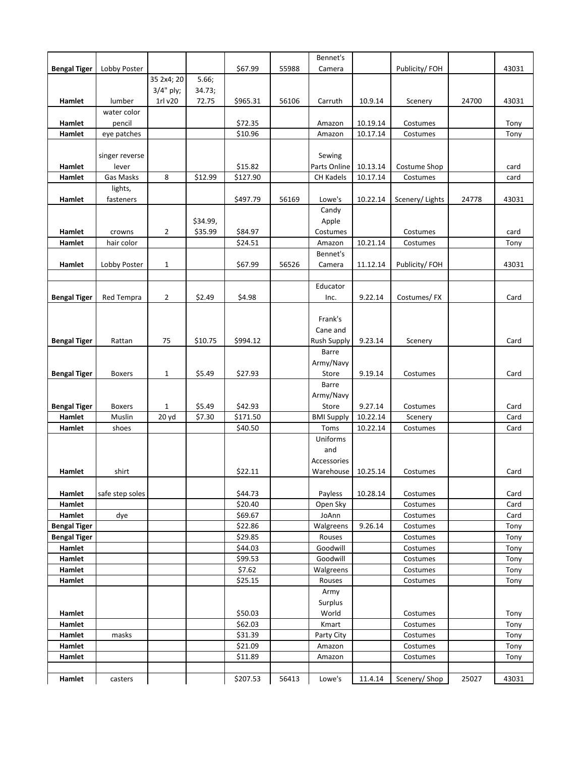| | | | | | | | | | | |
|---|---|---|---|---|---|---|---|---|---|---|
| **Bengal Tiger** | Lobby Poster | | | $67.99 | 55988 | Bennet's Camera | | Publicity/ FOH | | 43031 |
| **Hamlet** | lumber | 35 2x4; 20 3/4" ply; 1rl v20 | 5.66; 34.73; 72.75 | $965.31 | 56106 | Carruth | 10.9.14 | Scenery | 24700 | 43031 |
| **Hamlet** | water color pencil | | | $72.35 | | Amazon | 10.19.14 | Costumes | | Tony |
| **Hamlet** | eye patches | | | $10.96 | | Amazon | 10.17.14 | Costumes | | Tony |
| **Hamlet** | singer reverse lever | | | $15.82 | | Sewing Parts Online | 10.13.14 | Costume Shop | | card |
| **Hamlet** | Gas Masks | 8 | $12.99 | $127.90 | | CH Kadels | 10.17.14 | Costumes | | card |
| **Hamlet** | lights, fasteners | | | $497.79 | 56169 | Lowe's | 10.22.14 | Scenery/ Lights | 24778 | 43031 |
| **Hamlet** | crowns | 2 | $34.99, $35.99 | $84.97 | | Candy Apple Costumes | | Costumes | | card |
| **Hamlet** | hair color | | | $24.51 | | Amazon | 10.21.14 | Costumes | | Tony |
| **Hamlet** | Lobby Poster | 1 | | $67.99 | 56526 | Bennet's Camera | 11.12.14 | Publicity/ FOH | | 43031 |
| | | | | | | | | | | |
| **Bengal Tiger** | Red Tempra | 2 | $2.49 | $4.98 | | Educator Inc. | 9.22.14 | Costumes/ FX | | Card |
| **Bengal Tiger** | Rattan | 75 | $10.75 | $994.12 | | Frank's Cane and Rush Supply | 9.23.14 | Scenery | | Card |
| **Bengal Tiger** | Boxers | 1 | $5.49 | $27.93 | | Barre Army/Navy Store | 9.19.14 | Costumes | | Card |
| **Bengal Tiger** | Boxers | 1 | $5.49 | $42.93 | | Barre Army/Navy Store | 9.27.14 | Costumes | | Card |
| **Hamlet** | Muslin | 20 yd | $7.30 | $171.50 | | BMI Supply | 10.22.14 | Scenery | | Card |
| **Hamlet** | shoes | | | $40.50 | | Toms | 10.22.14 | Costumes | | Card |
| **Hamlet** | shirt | | | $22.11 | | Uniforms and Accessories Warehouse | 10.25.14 | Costumes | | Card |
| **Hamlet** | safe step soles | | | $44.73 | | Payless | 10.28.14 | Costumes | | Card |
| **Hamlet** | | | | $20.40 | | Open Sky | | Costumes | | Card |
| **Hamlet** | dye | | | $69.67 | | JoAnn | | Costumes | | Card |
| **Bengal Tiger** | | | | $22.86 | | Walgreens | 9.26.14 | Costumes | | Tony |
| **Bengal Tiger** | | | | $29.85 | | Rouses | | Costumes | | Tony |
| **Hamlet** | | | | $44.03 | | Goodwill | | Costumes | | Tony |
| **Hamlet** | | | | $99.53 | | Goodwill | | Costumes | | Tony |
| **Hamlet** | | | | $7.62 | | Walgreens | | Costumes | | Tony |
| **Hamlet** | | | | $25.15 | | Rouses | | Costumes | | Tony |
| **Hamlet** | | | | $50.03 | | Army Surplus World | | Costumes | | Tony |
| **Hamlet** | | | | $62.03 | | Kmart | | Costumes | | Tony |
| **Hamlet** | masks | | | $31.39 | | Party City | | Costumes | | Tony |
| **Hamlet** | | | | $21.09 | | Amazon | | Costumes | | Tony |
| **Hamlet** | | | | $11.89 | | Amazon | | Costumes | | Tony |
| | | | | | | | | | | |
| **Hamlet** | casters | | | $207.53 | 56413 | Lowe's | 11.4.14 | Scenery/ Shop | 25027 | 43031 |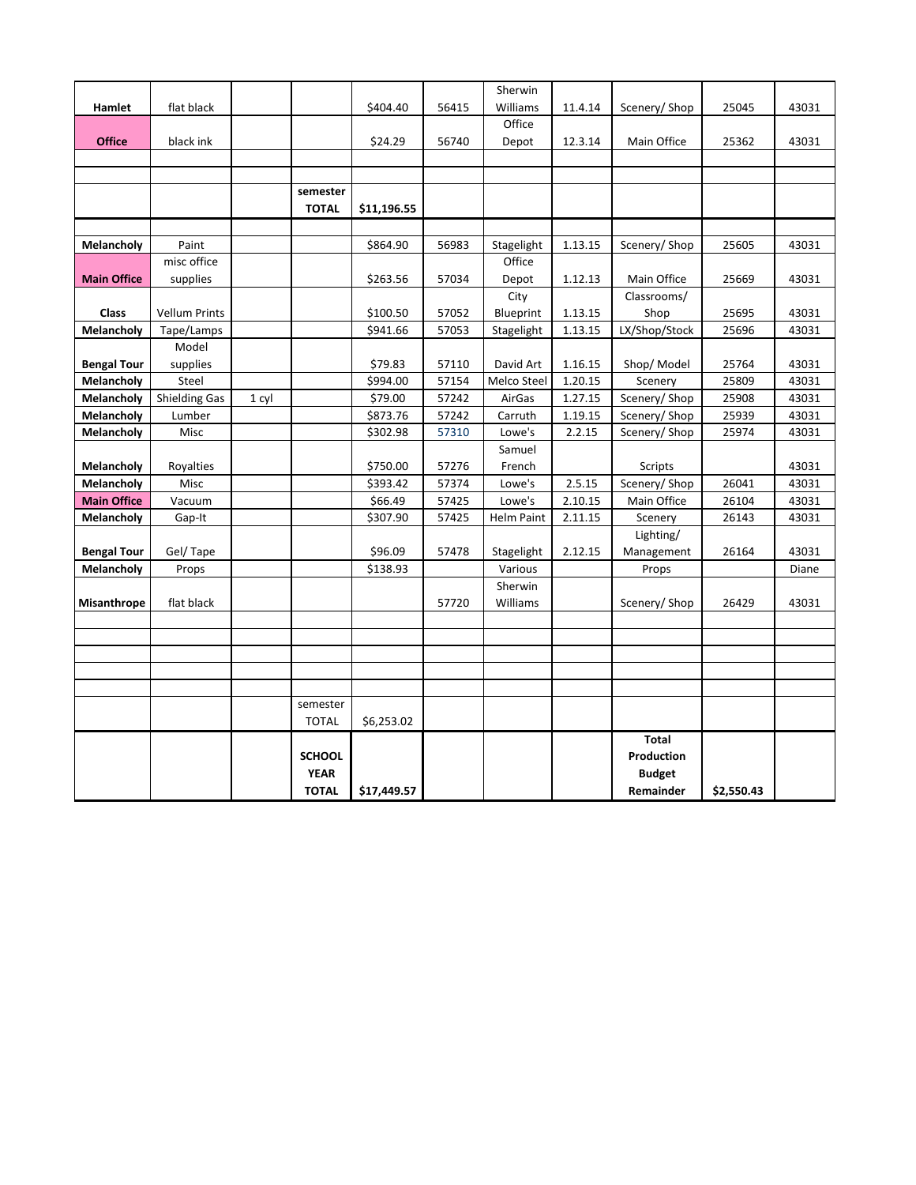| | | | | | | | | | | |
|---|---|---|---|---|---|---|---|---|---|---|
| **Hamlet** | flat black | | | $404.40 | 56415 | Sherwin Williams | 11.4.14 | Scenery/ Shop | 25045 | 43031 |
| **Office** | black ink | | | $24.29 | 56740 | Office Depot | 12.3.14 | Main Office | 25362 | 43031 |
| | | | | | | | | | | |
| | | | | | | | | | | |
| | | | **semester TOTAL** | **$11,196.55** | | | | | | |
| | | | | | | | | | | |
| **Melancholy** | Paint | | | $864.90 | 56983 | Stagelight | 1.13.15 | Scenery/ Shop | 25605 | 43031 |
| **Main Office** | misc office supplies | | | $263.56 | 57034 | Office Depot | 1.12.13 | Main Office | 25669 | 43031 |
| **Class** | Vellum Prints | | | $100.50 | 57052 | City Blueprint | 1.13.15 | Classrooms/ Shop | 25695 | 43031 |
| **Melancholy** | Tape/Lamps | | | $941.66 | 57053 | Stagelight | 1.13.15 | LX/Shop/Stock | 25696 | 43031 |
| **Bengal Tour** | Model supplies | | | $79.83 | 57110 | David Art | 1.16.15 | Shop/ Model | 25764 | 43031 |
| **Melancholy** | Steel | | | $994.00 | 57154 | Melco Steel | 1.20.15 | Scenery | 25809 | 43031 |
| **Melancholy** | Shielding Gas | 1 cyl | | $79.00 | 57242 | AirGas | 1.27.15 | Scenery/ Shop | 25908 | 43031 |
| **Melancholy** | Lumber | | | $873.76 | 57242 | Carruth | 1.19.15 | Scenery/ Shop | 25939 | 43031 |
| **Melancholy** | Misc | | | $302.98 | 57310 | Lowe's | 2.2.15 | Scenery/ Shop | 25974 | 43031 |
| **Melancholy** | Royalties | | | $750.00 | 57276 | Samuel French | | Scripts | | 43031 |
| **Melancholy** | Misc | | | $393.42 | 57374 | Lowe's | 2.5.15 | Scenery/ Shop | 26041 | 43031 |
| **Main Office** | Vacuum | | | $66.49 | 57425 | Lowe's | 2.10.15 | Main Office | 26104 | 43031 |
| **Melancholy** | Gap-It | | | $307.90 | 57425 | Helm Paint | 2.11.15 | Scenery | 26143 | 43031 |
| **Bengal Tour** | Gel/ Tape | | | $96.09 | 57478 | Stagelight | 2.12.15 | Lighting/ Management | 26164 | 43031 |
| **Melancholy** | Props | | | $138.93 | | Various | | Props | | Diane |
| **Misanthrope** | flat black | | | | 57720 | Sherwin Williams | | Scenery/ Shop | 26429 | 43031 |
| | | | | | | | | | | |
| | | | | | | | | | | |
| | | | | | | | | | | |
| | | | | | | | | | | |
| | | | | | | | | | | |
| | | | semester TOTAL | $6,253.02 | | | | | | |
| | | | **SCHOOL YEAR TOTAL** | **$17,449.57** | | | | **Total Production Budget Remainder** | **$2,550.43** | |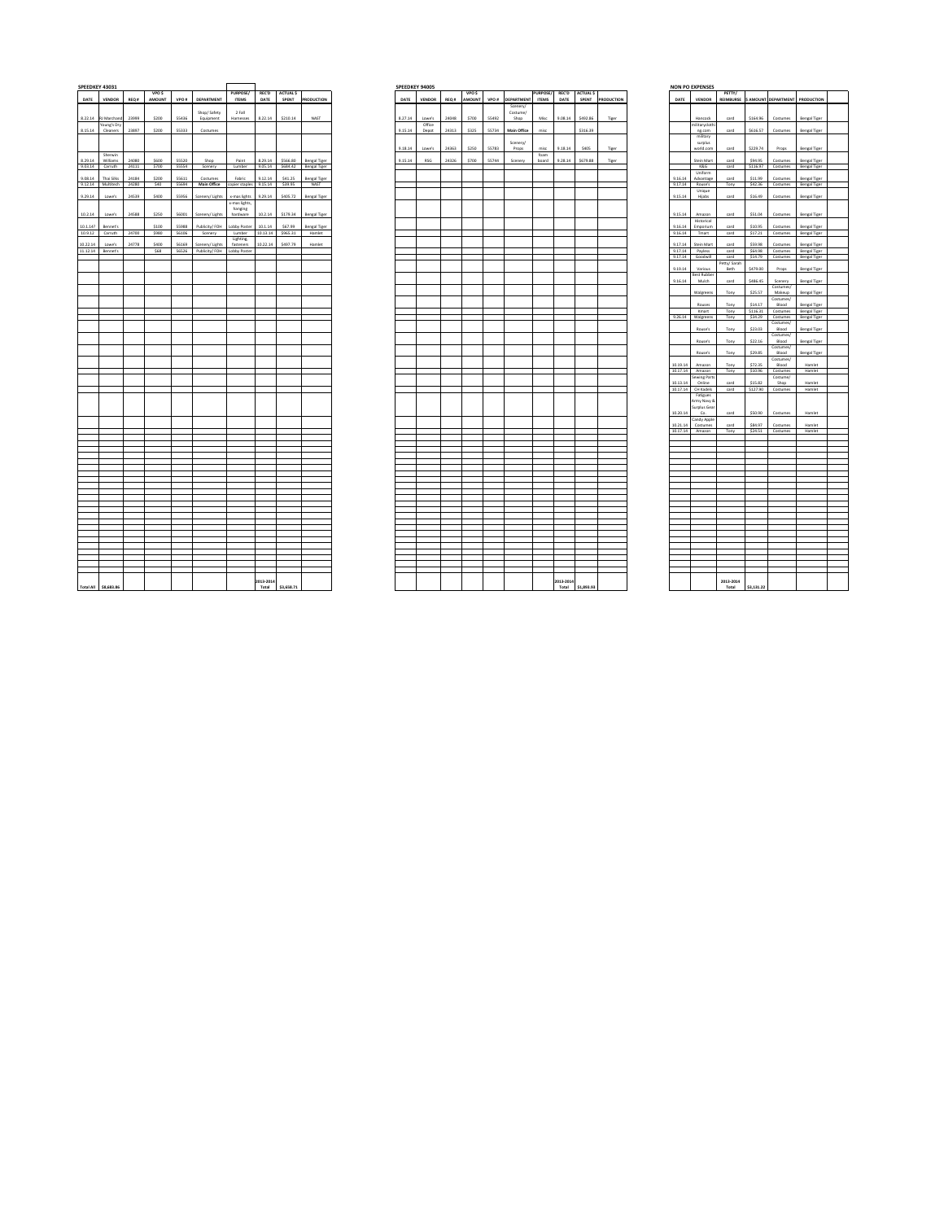## SPEEDKEY 43031

| DATE | VENDOR | REQ # | VPO $ AMOUNT | VPO # | DEPARTMENT | PURPOSE/ ITEMS | REC'D DATE | ACTUAL $ SPENT | PRODUCTION |
|---|---|---|---|---|---|---|---|---|---|
| 8.22.14 | RJ Marchand | 23999 | $200 | 55436 | Shop/ Safety Equipment | 2 Fall Harnesses | 8.22.14 | $210.14 | NAST |
| 8.15.14 | Young's Dry Cleaners | 23897 | $200 | 55333 | Costumes | | | | |
| 8.29.14 | Sherwin Williams | 24080 | $600 | 55520 | Shop | Paint | 8.29.14 | $566.80 | Bengal Tiger |
| 9.03.14 | Carruth | 24121 | $700 | 55554 | Scenery | Lumber | 9.05.14 | $684.42 | Bengal Tiger |
| 9.08.14 | Thai Silks | 24184 | $200 | 55631 | Costumes | Fabric | 9.12.14 | $41.25 | Bengal Tiger |
| 9.12.14 | Multitech | 24280 | $40 | 55644 | Main Office | copier staples | 9.15.14 | $39.95 | NAST |
| 9.29.14 | Lowe's | 24539 | $400 | 55956 | Scenery/ Lights | x-mas lights | 9.29.14 | $405.72 | Bengal Tiger |
| 10.2.14 | Lowe's | 24588 | $250 | 56001 | Scenery/ Lights | x-mas lights, hanging hardware | 10.2.14 | $179.34 | Bengal Tiger |
| 10.1.14? | Bennet's | | $100 | 55988 | Publicity/ FOH | Lobby Poster | 10.1.14 | $67.89 | Bengal Tiger |
| 10.9.12 | Carruth | 24700 | $980 | 56106 | Scenery | Lumber | 10.13.14 | $965.31 | Hamlet |
| 10.22.14 | Lowe's | 24778 | $400 | 56169 | Scenery/ Lights | Lighting fasteners | 10.22.14 | $497.79 | Hamlet |
| 11.12.14 | Bennet's | | $68 | 56326 | Publicity/ FOH | Lobby Poster | | | |
| Total All | $8,683.86 | | | | | | 2013-2014 Total | $3,658.71 | |

## SPEEDKEY 94005

| DATE | VENDOR | REQ # | VPO $ AMOUNT | VPO # | DEPARTMENT | PURPOSE/ ITEMS | REC'D DATE | ACTUAL $ SPENT | PRODUCTION |
|---|---|---|---|---|---|---|---|---|---|
| 8.27.14 | Lowe's | 24048 | $700 | 55492 | Scenery/ Costume/ Shop | Misc | 9.08.14 | $492.86 | Tiger |
| 9.15.14 | Office Depot | 24313 | $325 | 55734 | Main Office | misc | | $316.39 | |
| 9.18.14 | Lowe's | 24363 | $250 | 55783 | Scenery/ Props | misc | 9.18.14 | $405 | Tiger |
| 9.15.14 | RSG | 24326 | $700 | 55749 | Scenery | foam board | 9.28.14 | $679.88 | Tiger |
| | | | | | | | 2013-2014 Total | $1,893.93 | |

## NON PO EXPENSES

| DATE | VENDOR | PETTY/ REIMBURSE | $ AMOUNT | DEPARTMENT | PRODUCTION |
|---|---|---|---|---|---|
| | Hancock | card | $164.96 | Costumes | Bengal Tiger |
| | militaryclothing.com | card | $636.57 | Costumes | Bengal Tiger |
| | military surplus world.com | card | $229.74 | Props | Bengal Tiger |
| | Stein Mart | card | $94.95 | Costumes | Bengal Tiger |
| | K&G | card | $136.97 | Costumes | Bengal Tiger |
| 9.16.14 | Uniform Advantage | card | $11.99 | Costumes | Bengal Tiger |
| 9.17.14 | Rouse's | Tony | $42.36 | Costumes | Bengal Tiger |
| 9.15.14 | Unique Hijabs | card | $16.49 | Costumes | Bengal Tiger |
| 9.15.14 | Amazon | card | $51.04 | Costumes | Bengal Tiger |
| 9.16.14 | Historical Emporium | card | $10.95 | Costumes | Bengal Tiger |
| 9.16.14 | Tmart | card | $17.21 | Costumes | Bengal Tiger |
| 9.17.14 | Stein Mart | card | $59.98 | Costumes | Bengal Tiger |
| 9.17.14 | Payless | card | $64.98 | Costumes | Bengal Tiger |
| 9.17.14 | Goodwill | card | $14.79 | Costumes | Bengal Tiger |
| 9.19.14 | Various | Petty/ Sarah Beth | $479.00 | Props | Bengal Tiger |
| 9.16.14 | Best Rubber Mulch | card | $486.45 | Scenery | Bengal Tiger |
| | Walgreens | Tony | $25.57 | Costumes/ Makeup | Bengal Tiger |
| | Rouses | Tony | $14.17 | Costumes/ Blood | Bengal Tiger |
| | Kmart | Tony | $116.31 | Costumes | Bengal Tiger |
| 9.26.14 | Walgreens | Tony | $34.29 | Costumes | Bengal Tiger |
| | Rouse's | Tony | $23.03 | Costumes/ Blood | Bengal Tiger |
| | Rouse's | Tony | $22.16 | Costumes/ Blood | Bengal Tiger |
| | Rouse's | Tony | $29.85 | Costumes/ Blood | Bengal Tiger |
| 10.19.14 | Amazon | Tony | $72.35 | Costumes/ Blood | Hamlet |
| 10.17.14 | Amazon | Tony | $10.96 | Costumes | Hamlet |
| 10.13.14 | Sewing Parts Online | card | $15.82 | Costume/ Shop | Hamlet |
| 10.17.14 | CH Kadels | card | $127.90 | Costumes | Hamlet |
| 10.20.14 | Fatigues Army Navy & Surplus Gear Co | card | $50.90 | Costumes | Hamlet |
| 10.21.14 | Candy Apple Costumes | card | $84.97 | Costumes | Hamlet |
| 10.17.14 | Amazon | Tony | $24.51 | Costumes | Hamlet |
| | 2013-2014 Total | | $3,131.22 | | |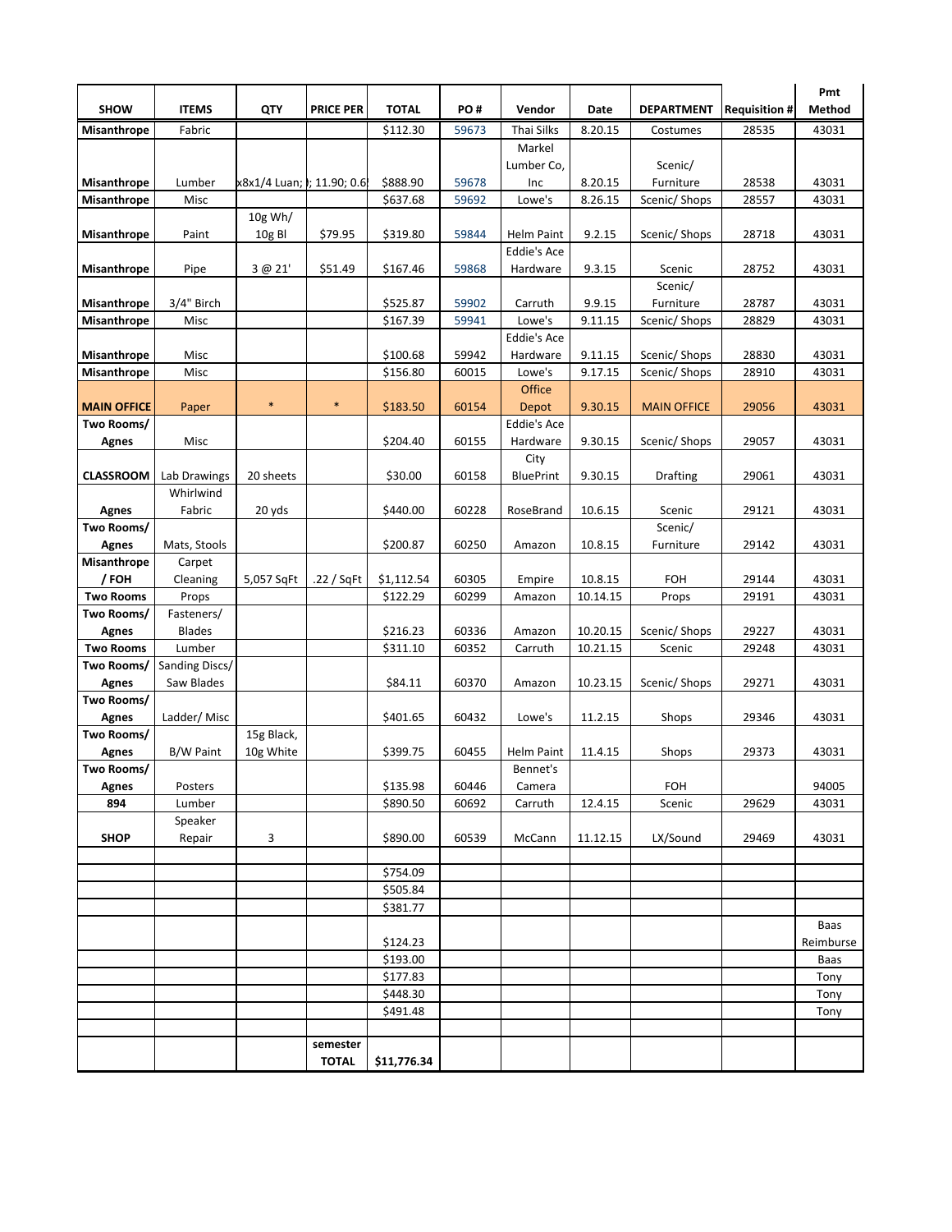| SHOW | ITEMS | QTY | PRICE PER | TOTAL | PO # | Vendor | Date | DEPARTMENT | Requisition # | Pmt Method |
|---|---|---|---|---|---|---|---|---|---|---|
| Misanthrope | Fabric | | | $112.30 | 59673 | Thai Silks | 8.20.15 | Costumes | 28535 | 43031 |
| Misanthrope | Lumber | x8x1/4 Luan; | ; 11.90; 0.6 | $888.90 | 59678 | Markel Lumber Co, Inc | 8.20.15 | Scenic/ Furniture | 28538 | 43031 |
| Misanthrope | Misc | | | $637.68 | 59692 | Lowe's | 8.26.15 | Scenic/ Shops | 28557 | 43031 |
| Misanthrope | Paint | 10g Wh/ 10g Bl | $79.95 | $319.80 | 59844 | Helm Paint | 9.2.15 | Scenic/ Shops | 28718 | 43031 |
| Misanthrope | Pipe | 3 @ 21' | $51.49 | $167.46 | 59868 | Eddie's Ace Hardware | 9.3.15 | Scenic | 28752 | 43031 |
| Misanthrope | 3/4" Birch | | | $525.87 | 59902 | Carruth | 9.9.15 | Scenic/ Furniture | 28787 | 43031 |
| Misanthrope | Misc | | | $167.39 | 59941 | Lowe's | 9.11.15 | Scenic/ Shops | 28829 | 43031 |
| Misanthrope | Misc | | | $100.68 | 59942 | Eddie's Ace Hardware | 9.11.15 | Scenic/ Shops | 28830 | 43031 |
| Misanthrope | Misc | | | $156.80 | 60015 | Lowe's | 9.17.15 | Scenic/ Shops | 28910 | 43031 |
| MAIN OFFICE | Paper | * | * | $183.50 | 60154 | Office Depot | 9.30.15 | MAIN OFFICE | 29056 | 43031 |
| Two Rooms/ Agnes | Misc | | | $204.40 | 60155 | Eddie's Ace Hardware | 9.30.15 | Scenic/ Shops | 29057 | 43031 |
| CLASSROOM | Lab Drawings | 20 sheets | | $30.00 | 60158 | City BluePrint | 9.30.15 | Drafting | 29061 | 43031 |
| Agnes | Whirlwind Fabric | 20 yds | | $440.00 | 60228 | RoseBrand | 10.6.15 | Scenic | 29121 | 43031 |
| Two Rooms/ Agnes | Mats, Stools | | | $200.87 | 60250 | Amazon | 10.8.15 | Scenic/ Furniture | 29142 | 43031 |
| Misanthrope / FOH | Carpet Cleaning | 5,057 SqFt | .22 / SqFt | $1,112.54 | 60305 | Empire | 10.8.15 | FOH | 29144 | 43031 |
| Two Rooms | Props | | | $122.29 | 60299 | Amazon | 10.14.15 | Props | 29191 | 43031 |
| Two Rooms/ Agnes | Fasteners/ Blades | | | $216.23 | 60336 | Amazon | 10.20.15 | Scenic/ Shops | 29227 | 43031 |
| Two Rooms | Lumber | | | $311.10 | 60352 | Carruth | 10.21.15 | Scenic | 29248 | 43031 |
| Two Rooms/ Agnes | Sanding Discs/ Saw Blades | | | $84.11 | 60370 | Amazon | 10.23.15 | Scenic/ Shops | 29271 | 43031 |
| Two Rooms/ Agnes | Ladder/ Misc | | | $401.65 | 60432 | Lowe's | 11.2.15 | Shops | 29346 | 43031 |
| Two Rooms/ Agnes | B/W Paint | 15g Black, 10g White | | $399.75 | 60455 | Helm Paint | 11.4.15 | Shops | 29373 | 43031 |
| Two Rooms/ Agnes | Posters | | | $135.98 | 60446 | Bennet's Camera | | FOH | | 94005 |
| 894 | Lumber | | | $890.50 | 60692 | Carruth | 12.4.15 | Scenic | 29629 | 43031 |
| SHOP | Speaker Repair | 3 | | $890.00 | 60539 | McCann | 11.12.15 | LX/Sound | 29469 | 43031 |
| | | | | | | | | | | |
| | | | | $754.09 | | | | | | |
| | | | | $505.84 | | | | | | |
| | | | | $381.77 | | | | | | |
| | | | | $124.23 | | | | | | Baas Reimburse |
| | | | | $193.00 | | | | | | Baas |
| | | | | $177.83 | | | | | | Tony |
| | | | | $448.30 | | | | | | Tony |
| | | | | $491.48 | | | | | | Tony |
| | | | | | | | | | | |
| | | | semester TOTAL | $11,776.34 | | | | | | |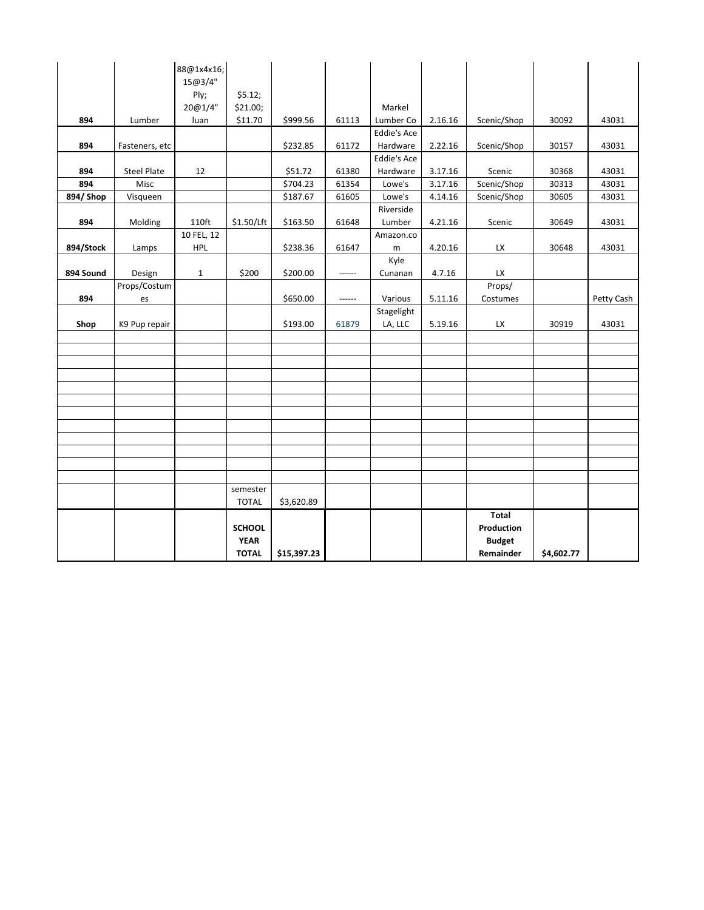| | | | | | | | | | |
|---|---|---|---|---|---|---|---|---|---|
| **894** | Lumber | 88@1x4x16; 15@3/4" Ply; 20@1/4" luan | $5.12; $21.00; $11.70 | $999.56 | 61113 | Markel Lumber Co | 2.16.16 | Scenic/Shop | 30092 | 43031 |
| **894** | Fasteners, etc | | | $232.85 | 61172 | Eddie's Ace Hardware | 2.22.16 | Scenic/Shop | 30157 | 43031 |
| **894** | Steel Plate | 12 | | $51.72 | 61380 | Eddie's Ace Hardware | 3.17.16 | Scenic | 30368 | 43031 |
| **894** | Misc | | | $704.23 | 61354 | Lowe's | 3.17.16 | Scenic/Shop | 30313 | 43031 |
| **894/ Shop** | Visqueen | | | $187.67 | 61605 | Lowe's | 4.14.16 | Scenic/Shop | 30605 | 43031 |
| **894** | Molding | 110ft | $1.50/Lft | $163.50 | 61648 | Riverside Lumber | 4.21.16 | Scenic | 30649 | 43031 |
| **894/Stock** | Lamps | 10 FEL, 12 HPL | | $238.36 | 61647 | Amazon.com | 4.20.16 | LX | 30648 | 43031 |
| **894 Sound** | Design | 1 | $200 | $200.00 | ------ | Kyle Cunanan | 4.7.16 | LX | | |
| **894** | Props/Costumes | | | $650.00 | ------ | Various | 5.11.16 | Props/ Costumes | | Petty Cash |
| **Shop** | K9 Pup repair | | | $193.00 | 61879 | Stagelight LA, LLC | 5.19.16 | LX | 30919 | 43031 |
| | | | | | | | | | | |
| | | | | | | | | | | |
| | | | | | | | | | | |
| | | | | | | | | | | |
| | | | | | | | | | | |
| | | | | | | | | | | |
| | | | | | | | | | | |
| | | | | | | | | | | |
| | | | | | | | | | | |
| | | | | | | | | | | |
| | | | | | | | | | | |
| | | | | | | | | | | |
| | | | semester TOTAL | $3,620.89 | | | | | | |
| | | | **SCHOOL YEAR TOTAL** | **$15,397.23** | | | | **Total Production Budget Remainder** | **$4,602.77** | |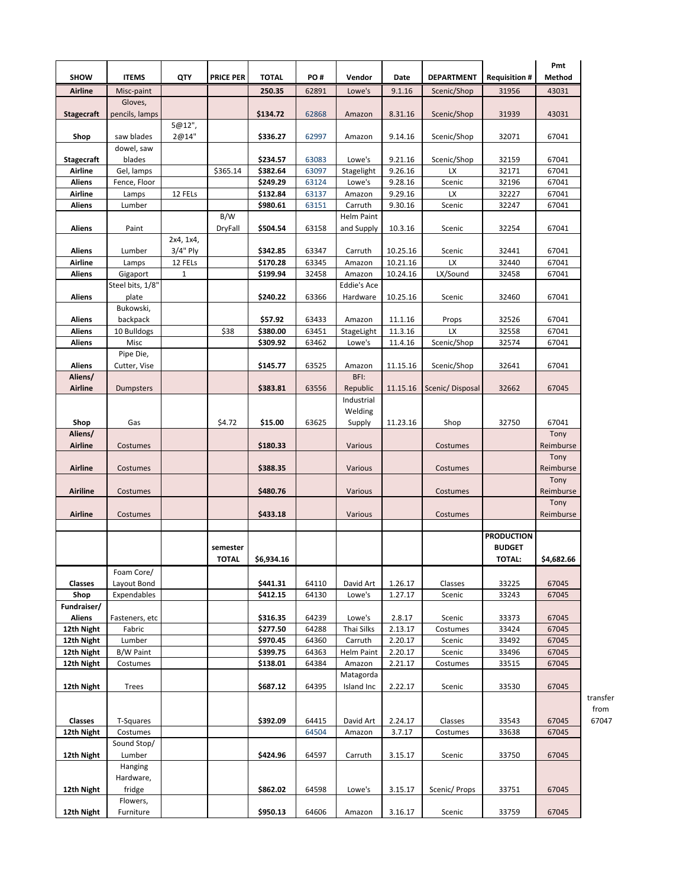| SHOW | ITEMS | QTY | PRICE PER | TOTAL | PO # | Vendor | Date | DEPARTMENT | Requisition # | Pmt Method | |
|---|---|---|---|---|---|---|---|---|---|---|---|
| Airline | Misc-paint | | | 250.35 | 62891 | Lowe's | 9.1.16 | Scenic/Shop | 31956 | 43031 | |
| Stagecraft | Gloves, pencils, lamps | | | $134.72 | 62868 | Amazon | 8.31.16 | Scenic/Shop | 31939 | 43031 | |
| Shop | saw blades | 5@12", 2@14" | | $336.27 | 62997 | Amazon | 9.14.16 | Scenic/Shop | 32071 | 67041 | |
| Stagecraft | dowel, saw blades | | | $234.57 | 63083 | Lowe's | 9.21.16 | Scenic/Shop | 32159 | 67041 | |
| Airline | Gel, lamps | | $365.14 | $382.64 | 63097 | Stagelight | 9.26.16 | LX | 32171 | 67041 | |
| Aliens | Fence, Floor | | | $249.29 | 63124 | Lowe's | 9.28.16 | Scenic | 32196 | 67041 | |
| Airline | Lamps | 12 FELs | | $132.84 | 63137 | Amazon | 9.29.16 | LX | 32227 | 67041 | |
| Aliens | Lumber | | | $980.61 | 63151 | Carruth | 9.30.16 | Scenic | 32247 | 67041 | |
| Aliens | Paint | | B/W DryFall | $504.54 | 63158 | Helm Paint and Supply | 10.3.16 | Scenic | 32254 | 67041 | |
| Aliens | Lumber | 2x4, 1x4, 3/4" Ply | | $342.85 | 63347 | Carruth | 10.25.16 | Scenic | 32441 | 67041 | |
| Airline | Lamps | 12 FELs | | $170.28 | 63345 | Amazon | 10.21.16 | LX | 32440 | 67041 | |
| Aliens | Gigaport | 1 | | $199.94 | 32458 | Amazon | 10.24.16 | LX/Sound | 32458 | 67041 | |
| Aliens | Steel bits, 1/8" plate | | | $240.22 | 63366 | Eddie's Ace Hardware | 10.25.16 | Scenic | 32460 | 67041 | |
| Aliens | Bukowski, backpack | | | $57.92 | 63433 | Amazon | 11.1.16 | Props | 32526 | 67041 | |
| Aliens | 10 Bulldogs | | $38 | $380.00 | 63451 | StageLight | 11.3.16 | LX | 32558 | 67041 | |
| Aliens | Misc | | | $309.92 | 63462 | Lowe's | 11.4.16 | Scenic/Shop | 32574 | 67041 | |
| Aliens | Pipe Die, Cutter, Vise | | | $145.77 | 63525 | Amazon | 11.15.16 | Scenic/Shop | 32641 | 67041 | |
| Aliens/ Airline | Dumpsters | | | $383.81 | 63556 | BFI: Republic | 11.15.16 | Scenic/ Disposal | 32662 | 67045 | |
| Shop | Gas | | $4.72 | $15.00 | 63625 | Industrial Welding Supply | 11.23.16 | Shop | 32750 | 67041 | |
| Aliens/ Airline | Costumes | | | $180.33 | | Various | | Costumes | | Tony Reimburse | |
| Airline | Costumes | | | $388.35 | | Various | | Costumes | | Tony Reimburse | |
| Airiline | Costumes | | | $480.76 | | Various | | Costumes | | Tony Reimburse | |
| Airline | Costumes | | | $433.18 | | Various | | Costumes | | Tony Reimburse | |
| | | | | | | | | | | | |
| | | | semester TOTAL | $6,934.16 | | | | | PRODUCTION BUDGET TOTAL: | $4,682.66 | |
| Classes | Foam Core/ Layout Bond | | | $441.31 | 64110 | David Art | 1.26.17 | Classes | 33225 | 67045 | |
| Shop | Expendables | | | $412.15 | 64130 | Lowe's | 1.27.17 | Scenic | 33243 | 67045 | |
| Fundraiser/ Aliens | Fasteners, etc | | | $316.35 | 64239 | Lowe's | 2.8.17 | Scenic | 33373 | 67045 | |
| 12th Night | Fabric | | | $277.50 | 64288 | Thai Silks | 2.13.17 | Costumes | 33424 | 67045 | |
| 12th Night | Lumber | | | $970.45 | 64360 | Carruth | 2.20.17 | Scenic | 33492 | 67045 | |
| 12th Night | B/W Paint | | | $399.75 | 64363 | Helm Paint | 2.20.17 | Scenic | 33496 | 67045 | |
| 12th Night | Costumes | | | $138.01 | 64384 | Amazon | 2.21.17 | Costumes | 33515 | 67045 | |
| 12th Night | Trees | | | $687.12 | 64395 | Matagorda Island Inc | 2.22.17 | Scenic | 33530 | 67045 | |
| Classes | T-Squares | | | $392.09 | 64415 | David Art | 2.24.17 | Classes | 33543 | 67045 | transfer from 67047 |
| 12th Night | Costumes | | | | 64504 | Amazon | 3.7.17 | Costumes | 33638 | 67045 | |
| 12th Night | Sound Stop/ Lumber | | | $424.96 | 64597 | Carruth | 3.15.17 | Scenic | 33750 | 67045 | |
| 12th Night | Hanging Hardware, fridge | | | $862.02 | 64598 | Lowe's | 3.15.17 | Scenic/ Props | 33751 | 67045 | |
| 12th Night | Flowers, Furniture | | | $950.13 | 64606 | Amazon | 3.16.17 | Scenic | 33759 | 67045 | |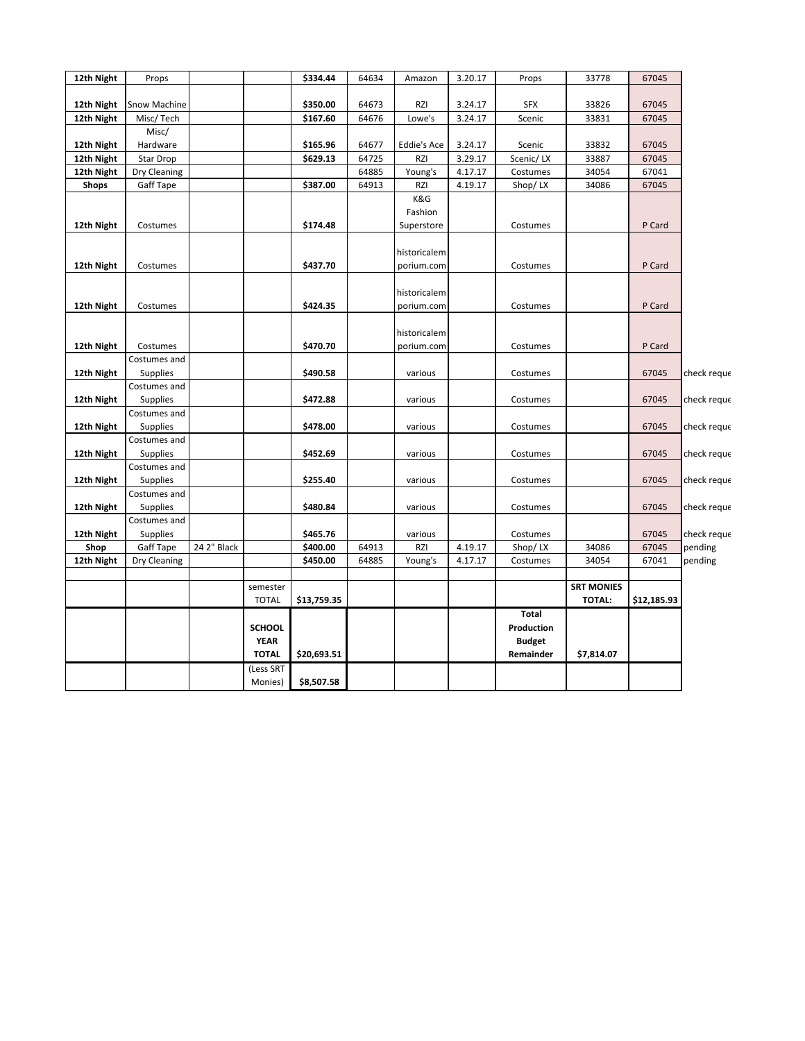| | | | | | | | | | | | |
|---|---|---|---|---|---|---|---|---|---|---|---|
| **12th Night** | Props | | | **$334.44** | 64634 | Amazon | 3.20.17 | Props | 33778 | 67045 | |
| **12th Night** | Snow Machine | | | **$350.00** | 64673 | RZI | 3.24.17 | SFX | 33826 | 67045 | |
| **12th Night** | Misc/ Tech | | | **$167.60** | 64676 | Lowe's | 3.24.17 | Scenic | 33831 | 67045 | |
| **12th Night** | Misc/ Hardware | | | **$165.96** | 64677 | Eddie's Ace | 3.24.17 | Scenic | 33832 | 67045 | |
| **12th Night** | Star Drop | | | **$629.13** | 64725 | RZI | 3.29.17 | Scenic/ LX | 33887 | 67045 | |
| **12th Night** | Dry Cleaning | | | | 64885 | Young's | 4.17.17 | Costumes | 34054 | 67041 | |
| **Shops** | Gaff Tape | | | **$387.00** | 64913 | RZI | 4.19.17 | Shop/ LX | 34086 | 67045 | |
| **12th Night** | Costumes | | | **$174.48** | | K&G Fashion Superstore | | Costumes | | P Card | |
| **12th Night** | Costumes | | | **$437.70** | | historicalemporium.com | | Costumes | | P Card | |
| **12th Night** | Costumes | | | **$424.35** | | historicalemporium.com | | Costumes | | P Card | |
| **12th Night** | Costumes | | | **$470.70** | | historicalemporium.com | | Costumes | | P Card | |
| **12th Night** | Costumes and Supplies | | | **$490.58** | | various | | Costumes | | 67045 | check reque |
| **12th Night** | Costumes and Supplies | | | **$472.88** | | various | | Costumes | | 67045 | check reque |
| **12th Night** | Costumes and Supplies | | | **$478.00** | | various | | Costumes | | 67045 | check reque |
| **12th Night** | Costumes and Supplies | | | **$452.69** | | various | | Costumes | | 67045 | check reque |
| **12th Night** | Costumes and Supplies | | | **$255.40** | | various | | Costumes | | 67045 | check reque |
| **12th Night** | Costumes and Supplies | | | **$480.84** | | various | | Costumes | | 67045 | check reque |
| **12th Night** | Costumes and Supplies | | | **$465.76** | | various | | Costumes | | 67045 | check reque |
| **Shop** | Gaff Tape | 24 2" Black | | **$400.00** | 64913 | RZI | 4.19.17 | Shop/ LX | 34086 | 67045 | pending |
| **12th Night** | Dry Cleaning | | | **$450.00** | 64885 | Young's | 4.17.17 | Costumes | 34054 | 67041 | pending |
| | | | | | | | | | | | |
| | | | semester TOTAL | **$13,759.35** | | | | | **SRT MONIES TOTAL:** | **$12,185.93** | |
| | | | **SCHOOL YEAR TOTAL** | **$20,693.51** | | | | **Total Production Budget Remainder** | **$7,814.07** | | |
| | | | (Less SRT Monies) | **$8,507.58** | | | | | | | |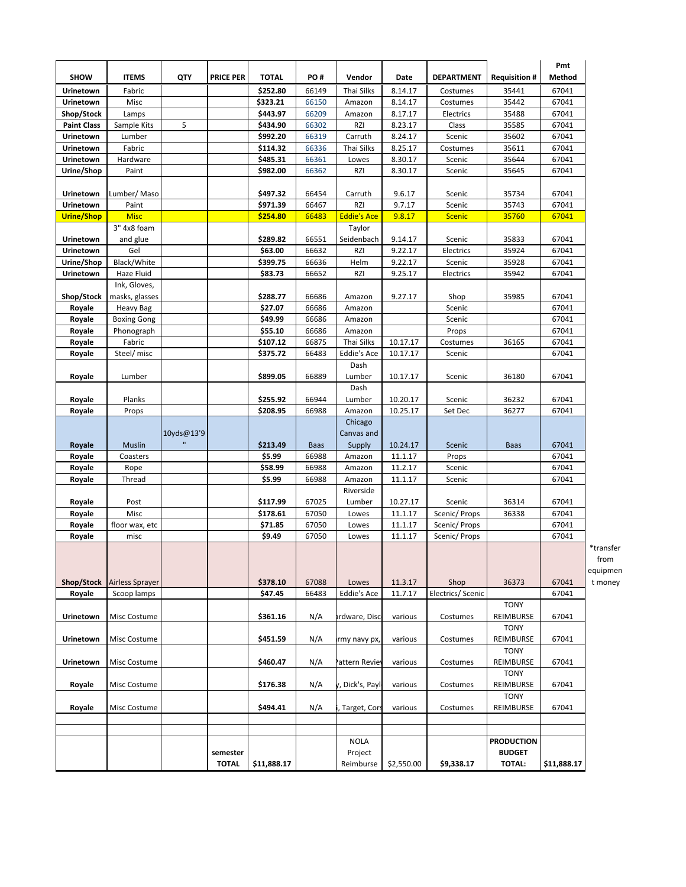| SHOW | ITEMS | QTY | PRICE PER | TOTAL | PO # | Vendor | Date | DEPARTMENT | Requisition # | Pmt Method | |
|---|---|---|---|---|---|---|---|---|---|---|---|
| Urinetown | Fabric | | | $252.80 | 66149 | Thai Silks | 8.14.17 | Costumes | 35441 | 67041 | |
| Urinetown | Misc | | | $323.21 | 66150 | Amazon | 8.14.17 | Costumes | 35442 | 67041 | |
| Shop/Stock | Lamps | | | $443.97 | 66209 | Amazon | 8.17.17 | Electrics | 35488 | 67041 | |
| Paint Class | Sample Kits | 5 | | $434.90 | 66302 | RZI | 8.23.17 | Class | 35585 | 67041 | |
| Urinetown | Lumber | | | $992.20 | 66319 | Carruth | 8.24.17 | Scenic | 35602 | 67041 | |
| Urinetown | Fabric | | | $114.32 | 66336 | Thai Silks | 8.25.17 | Costumes | 35611 | 67041 | |
| Urinetown | Hardware | | | $485.31 | 66361 | Lowes | 8.30.17 | Scenic | 35644 | 67041 | |
| Urine/Shop | Paint | | | $982.00 | 66362 | RZI | 8.30.17 | Scenic | 35645 | 67041 | |
| Urinetown | Lumber/ Maso | | | $497.32 | 66454 | Carruth | 9.6.17 | Scenic | 35734 | 67041 | |
| Urinetown | Paint | | | $971.39 | 66467 | RZI | 9.7.17 | Scenic | 35743 | 67041 | |
| Urine/Shop | Misc | | | $254.80 | 66483 | Eddie's Ace | 9.8.17 | Scenic | 35760 | 67041 | |
| Urinetown | 3" 4x8 foam and glue | | | $289.82 | 66551 | Taylor Seidenbach | 9.14.17 | Scenic | 35833 | 67041 | |
| Urinetown | Gel | | | $63.00 | 66632 | RZI | 9.22.17 | Electrics | 35924 | 67041 | |
| Urine/Shop | Black/White | | | $399.75 | 66636 | Helm | 9.22.17 | Scenic | 35928 | 67041 | |
| Urinetown | Haze Fluid | | | $83.73 | 66652 | RZI | 9.25.17 | Electrics | 35942 | 67041 | |
| Shop/Stock | Ink, Gloves, masks, glasses | | | $288.77 | 66686 | Amazon | 9.27.17 | Shop | 35985 | 67041 | |
| Royale | Heavy Bag | | | $27.07 | 66686 | Amazon | | Scenic | | 67041 | |
| Royale | Boxing Gong | | | $49.99 | 66686 | Amazon | | Scenic | | 67041 | |
| Royale | Phonograph | | | $55.10 | 66686 | Amazon | | Props | | 67041 | |
| Royale | Fabric | | | $107.12 | 66875 | Thai Silks | 10.17.17 | Costumes | 36165 | 67041 | |
| Royale | Steel/ misc | | | $375.72 | 66483 | Eddie's Ace | 10.17.17 | Scenic | | 67041 | |
| Royale | Lumber | | | $899.05 | 66889 | Dash Lumber | 10.17.17 | Scenic | 36180 | 67041 | |
| Royale | Planks | | | $255.92 | 66944 | Dash Lumber | 10.20.17 | Scenic | 36232 | 67041 | |
| Royale | Props | | | $208.95 | 66988 | Amazon | 10.25.17 | Set Dec | 36277 | 67041 | |
| Royale | Muslin | 10yds@13'9" | | $213.49 | Baas | Chicago Canvas and Supply | 10.24.17 | Scenic | Baas | 67041 | |
| Royale | Coasters | | | $5.99 | 66988 | Amazon | 11.1.17 | Props | | 67041 | |
| Royale | Rope | | | $58.99 | 66988 | Amazon | 11.2.17 | Scenic | | 67041 | |
| Royale | Thread | | | $5.99 | 66988 | Amazon | 11.1.17 | Scenic | | 67041 | |
| Royale | Post | | | $117.99 | 67025 | Riverside Lumber | 10.27.17 | Scenic | 36314 | 67041 | |
| Royale | Misc | | | $178.61 | 67050 | Lowes | 11.1.17 | Scenic/ Props | 36338 | 67041 | |
| Royale | floor wax, etc | | | $71.85 | 67050 | Lowes | 11.1.17 | Scenic/ Props | | 67041 | |
| Royale | misc | | | $9.49 | 67050 | Lowes | 11.1.17 | Scenic/ Props | | 67041 | |
| Shop/Stock | Airless Sprayer | | | $378.10 | 67088 | Lowes | 11.3.17 | Shop | 36373 | 67041 | *transfer from equipment money |
| Royale | Scoop lamps | | | $47.45 | 66483 | Eddie's Ace | 11.7.17 | Electrics/ Scenic | | 67041 | |
| Urinetown | Misc Costume | | | $361.16 | N/A | ardware, Disc | various | Costumes | TONY REIMBURSE | 67041 | |
| Urinetown | Misc Costume | | | $451.59 | N/A | rmy navy px, | various | Costumes | TONY REIMBURSE | 67041 | |
| Urinetown | Misc Costume | | | $460.47 | N/A | Pattern Reviev | various | Costumes | TONY REIMBURSE | 67041 | |
| Royale | Misc Costume | | | $176.38 | N/A | y, Dick's, Payl | various | Costumes | TONY REIMBURSE | 67041 | |
| Royale | Misc Costume | | | $494.41 | N/A | , Target, Cors | various | Costumes | TONY REIMBURSE | 67041 | |
| | | | | | | | | | | | |
| | | | | | | | | | | | |
| | | | semester TOTAL | $11,888.17 | | NOLA Project Reimburse | $2,550.00 | $9,338.17 | PRODUCTION BUDGET TOTAL: | $11,888.17 | |